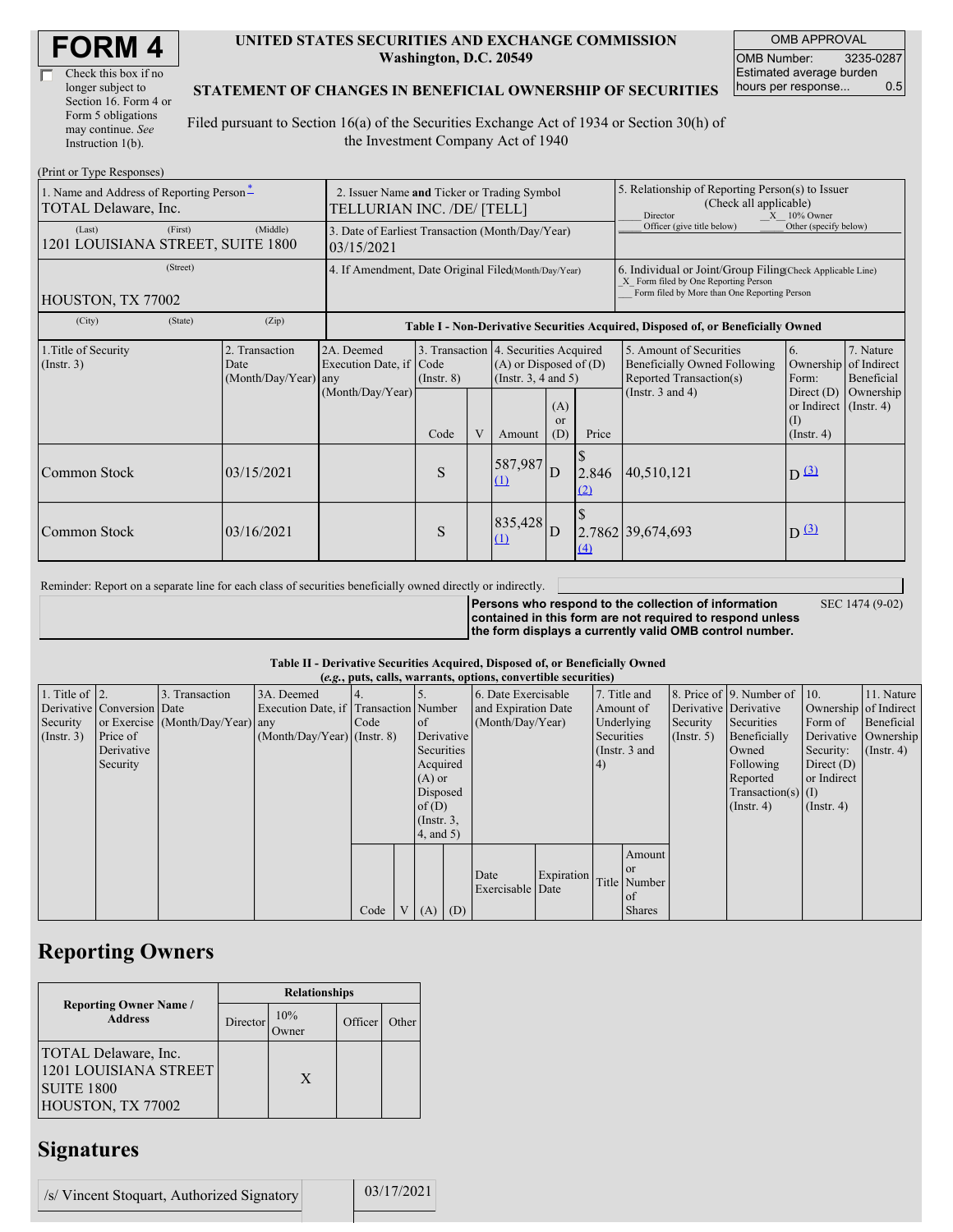# FORM 4

☐ Check this box if no longer subject to Section 16. Form 4 or Form 5 obligations may continue. *See* Instruction 1(b).

**UNITED STATES SECURITIES AND EXCHANGE COMMISSION**
**Washington, D.C. 20549**

**STATEMENT OF CHANGES IN BENEFICIAL OWNERSHIP OF SECURITIES**

Filed pursuant to Section 16(a) of the Securities Exchange Act of 1934 or Section 30(h) of the Investment Company Act of 1940

| OMB APPROVAL | |
|---|---|
| OMB Number: | 3235-0287 |
| Estimated average burden hours per response... | 0.5 |

(Print or Type Responses)

| 1. Name and Address of Reporting Person * | 2. Issuer Name **and** Ticker or Trading Symbol | 5. Relationship of Reporting Person(s) to Issuer (Check all applicable) |
|---|---|---|
| TOTAL Delaware, Inc. | TELLURIAN INC. /DE/ [TELL] | ___ Director _X_ 10% Owner |
| (Last) (First) (Middle) | 3. Date of Earliest Transaction (Month/Day/Year) | ___ Officer (give title below) ___ Other (specify below) |
| 1201 LOUISIANA STREET, SUITE 1800 | 03/15/2021 | |
| (Street) | 4. If Amendment, Date Original Filed (Month/Day/Year) | 6. Individual or Joint/Group Filing (Check Applicable Line) |
| HOUSTON, TX 77002 | | _X_ Form filed by One Reporting Person ___ Form filed by More than One Reporting Person |
| (City) (State) (Zip) | | |

**Table I - Non-Derivative Securities Acquired, Disposed of, or Beneficially Owned**

| 1.Title of Security (Instr. 3) | 2. Transaction Date (Month/Day/Year) | 2A. Deemed Execution Date, if any (Month/Day/Year) | 3. Transaction Code (Instr. 8) | | 4. Securities Acquired (A) or Disposed of (D) (Instr. 3, 4 and 5) | | | 5. Amount of Securities Beneficially Owned Following Reported Transaction(s) (Instr. 3 and 4) | 6. Ownership Form: Direct (D) or Indirect (I) (Instr. 4) | 7. Nature of Indirect Beneficial Ownership (Instr. 4) |
|---|---|---|---|---|---|---|---|---|---|---|
| | | | Code | V | Amount | (A) or (D) | Price | | | |
| Common Stock | 03/15/2021 | | S | | 587,987 [(1)] | D | $ 2.846 [(2)] | 40,510,121 | D [(3)] | |
| Common Stock | 03/16/2021 | | S | | 835,428 [(1)] | D | $ 2.7862 [(4)] | 39,674,693 | D [(3)] | |

Reminder: Report on a separate line for each class of securities beneficially owned directly or indirectly.

**Persons who respond to the collection of information contained in this form are not required to respond unless the form displays a currently valid OMB control number.** SEC 1474 (9-02)

**Table II - Derivative Securities Acquired, Disposed of, or Beneficially Owned**
***(e.g.*, puts, calls, warrants, options, convertible securities)**

| 1. Title of Derivative Security (Instr. 3) | 2. Conversion or Exercise Price of Derivative Security | 3. Transaction Date (Month/Day/Year) | 3A. Deemed Execution Date, if any (Month/Day/Year) | 4. Transaction Code (Instr. 8) | | 5. Number of Derivative Securities Acquired (A) or Disposed of (D) (Instr. 3, 4, and 5) | | 6. Date Exercisable and Expiration Date (Month/Day/Year) | | 7. Title and Amount of Underlying Securities (Instr. 3 and 4) | | 8. Price of Derivative Security (Instr. 5) | 9. Number of Derivative Securities Beneficially Owned Following Reported Transaction(s) (Instr. 4) | 10. Ownership Form of Derivative Security: Direct (D) or Indirect (I) (Instr. 4) | 11. Nature of Indirect Beneficial Ownership (Instr. 4) |
|---|---|---|---|---|---|---|---|---|---|---|---|---|---|---|---|
| | | | | Code | V | (A) | (D) | Date Exercisable | Expiration Date | Title | Amount or Number of Shares | | | | |

## Reporting Owners

| Reporting Owner Name / Address | Relationships | | | |
|---|---|---|---|---|
| | Director | 10% Owner | Officer | Other |
| TOTAL Delaware, Inc. 1201 LOUISIANA STREET SUITE 1800 HOUSTON, TX 77002 | | X | | |

## Signatures

| /s/ Vincent Stoquart, Authorized Signatory | 03/17/2021 |
|---|---|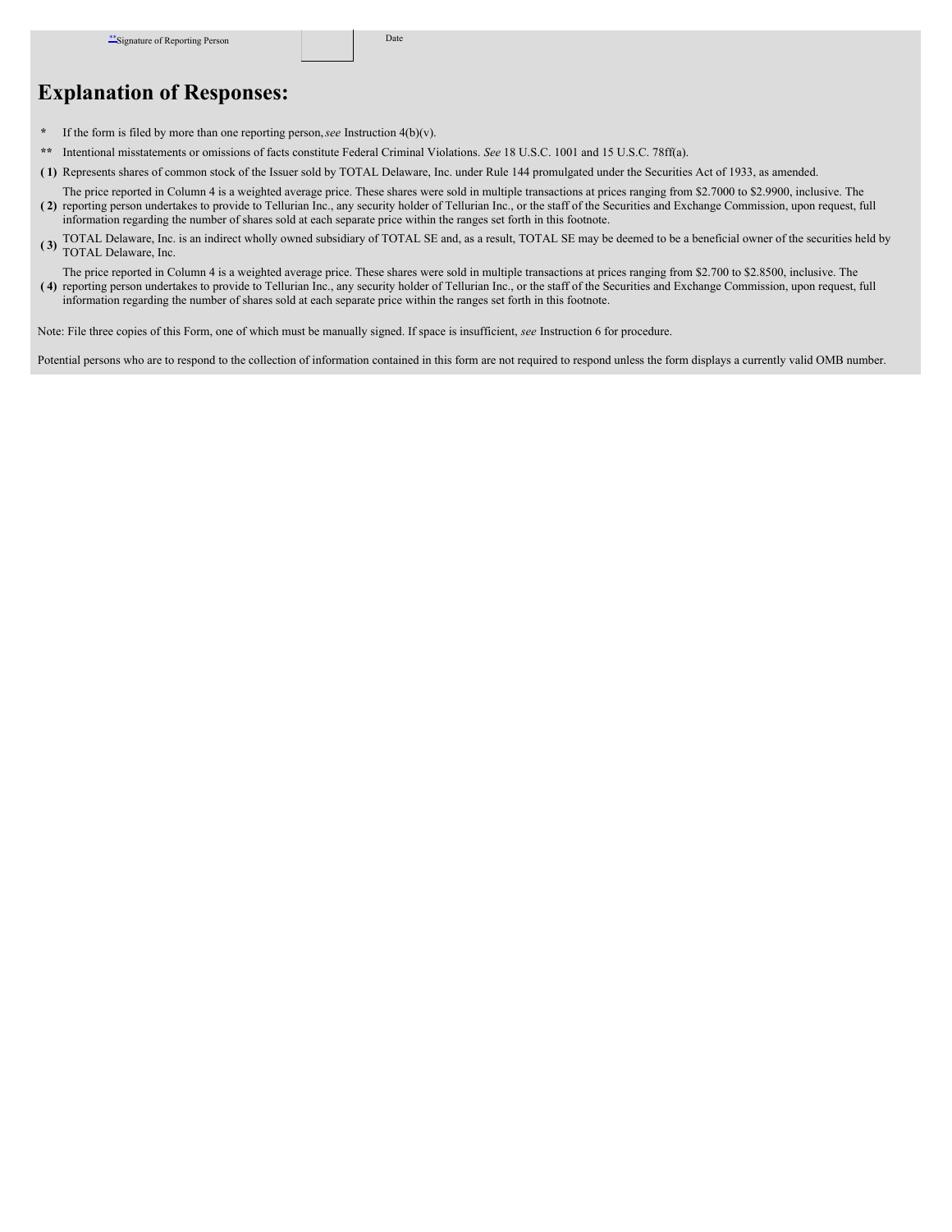| **Signature of Reporting Person | | Date |
| --- | --- | --- |

# Explanation of Responses:

\* If the form is filed by more than one reporting person, *see* Instruction 4(b)(v).

\*\* Intentional misstatements or omissions of facts constitute Federal Criminal Violations. *See* 18 U.S.C. 1001 and 15 U.S.C. 78ff(a).

**( 1)** Represents shares of common stock of the Issuer sold by TOTAL Delaware, Inc. under Rule 144 promulgated under the Securities Act of 1933, as amended.

**( 2)** The price reported in Column 4 is a weighted average price. These shares were sold in multiple transactions at prices ranging from $2.7000 to $2.9900, inclusive. The reporting person undertakes to provide to Tellurian Inc., any security holder of Tellurian Inc., or the staff of the Securities and Exchange Commission, upon request, full information regarding the number of shares sold at each separate price within the ranges set forth in this footnote.

**( 3)** TOTAL Delaware, Inc. is an indirect wholly owned subsidiary of TOTAL SE and, as a result, TOTAL SE may be deemed to be a beneficial owner of the securities held by TOTAL Delaware, Inc.

**( 4)** The price reported in Column 4 is a weighted average price. These shares were sold in multiple transactions at prices ranging from $2.700 to $2.8500, inclusive. The reporting person undertakes to provide to Tellurian Inc., any security holder of Tellurian Inc., or the staff of the Securities and Exchange Commission, upon request, full information regarding the number of shares sold at each separate price within the ranges set forth in this footnote.

Note: File three copies of this Form, one of which must be manually signed. If space is insufficient, *see* Instruction 6 for procedure.

Potential persons who are to respond to the collection of information contained in this form are not required to respond unless the form displays a currently valid OMB number.